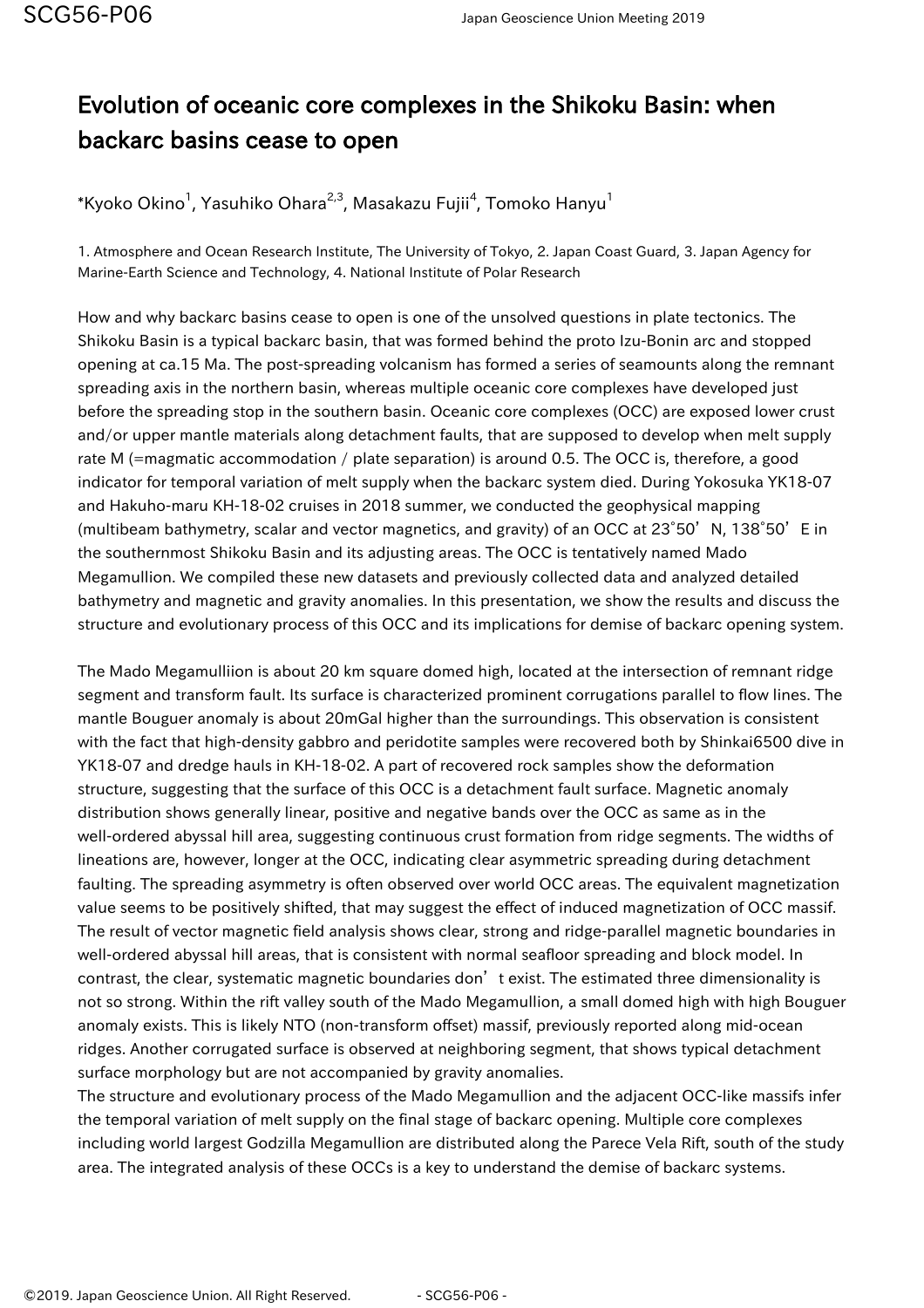# Evolution of oceanic core complexes in the Shikoku Basin: when backarc basins cease to open

*Kyoko Okino[1], Yasuhiko Ohara[2,3], Masakazu Fujii[4], Tomoko Hanyu[1]

1. Atmosphere and Ocean Research Institute, The University of Tokyo, 2. Japan Coast Guard, 3. Japan Agency for Marine-Earth Science and Technology, 4. National Institute of Polar Research

How and why backarc basins cease to open is one of the unsolved questions in plate tectonics. The Shikoku Basin is a typical backarc basin, that was formed behind the proto Izu-Bonin arc and stopped opening at ca.15 Ma. The post-spreading volcanism has formed a series of seamounts along the remnant spreading axis in the northern basin, whereas multiple oceanic core complexes have developed just before the spreading stop in the southern basin. Oceanic core complexes (OCC) are exposed lower crust and/or upper mantle materials along detachment faults, that are supposed to develop when melt supply rate M (=magmatic accommodation / plate separation) is around 0.5. The OCC is, therefore, a good indicator for temporal variation of melt supply when the backarc system died. During Yokosuka YK18-07 and Hakuho-maru KH-18-02 cruises in 2018 summer, we conducted the geophysical mapping (multibeam bathymetry, scalar and vector magnetics, and gravity) of an OCC at 23°50’N, 138°50’E in the southernmost Shikoku Basin and its adjusting areas. The OCC is tentatively named Mado Megamullion. We compiled these new datasets and previously collected data and analyzed detailed bathymetry and magnetic and gravity anomalies. In this presentation, we show the results and discuss the structure and evolutionary process of this OCC and its implications for demise of backarc opening system.

The Mado Megamulliion is about 20 km square domed high, located at the intersection of remnant ridge segment and transform fault. Its surface is characterized prominent corrugations parallel to flow lines. The mantle Bouguer anomaly is about 20mGal higher than the surroundings. This observation is consistent with the fact that high-density gabbro and peridotite samples were recovered both by Shinkai6500 dive in YK18-07 and dredge hauls in KH-18-02. A part of recovered rock samples show the deformation structure, suggesting that the surface of this OCC is a detachment fault surface. Magnetic anomaly distribution shows generally linear, positive and negative bands over the OCC as same as in the well-ordered abyssal hill area, suggesting continuous crust formation from ridge segments. The widths of lineations are, however, longer at the OCC, indicating clear asymmetric spreading during detachment faulting. The spreading asymmetry is often observed over world OCC areas. The equivalent magnetization value seems to be positively shifted, that may suggest the effect of induced magnetization of OCC massif. The result of vector magnetic field analysis shows clear, strong and ridge-parallel magnetic boundaries in well-ordered abyssal hill areas, that is consistent with normal seafloor spreading and block model. In contrast, the clear, systematic magnetic boundaries don’t exist. The estimated three dimensionality is not so strong. Within the rift valley south of the Mado Megamullion, a small domed high with high Bouguer anomaly exists. This is likely NTO (non-transform offset) massif, previously reported along mid-ocean ridges. Another corrugated surface is observed at neighboring segment, that shows typical detachment surface morphology but are not accompanied by gravity anomalies.

The structure and evolutionary process of the Mado Megamullion and the adjacent OCC-like massifs infer the temporal variation of melt supply on the final stage of backarc opening. Multiple core complexes including world largest Godzilla Megamullion are distributed along the Parece Vela Rift, south of the study area. The integrated analysis of these OCCs is a key to understand the demise of backarc systems.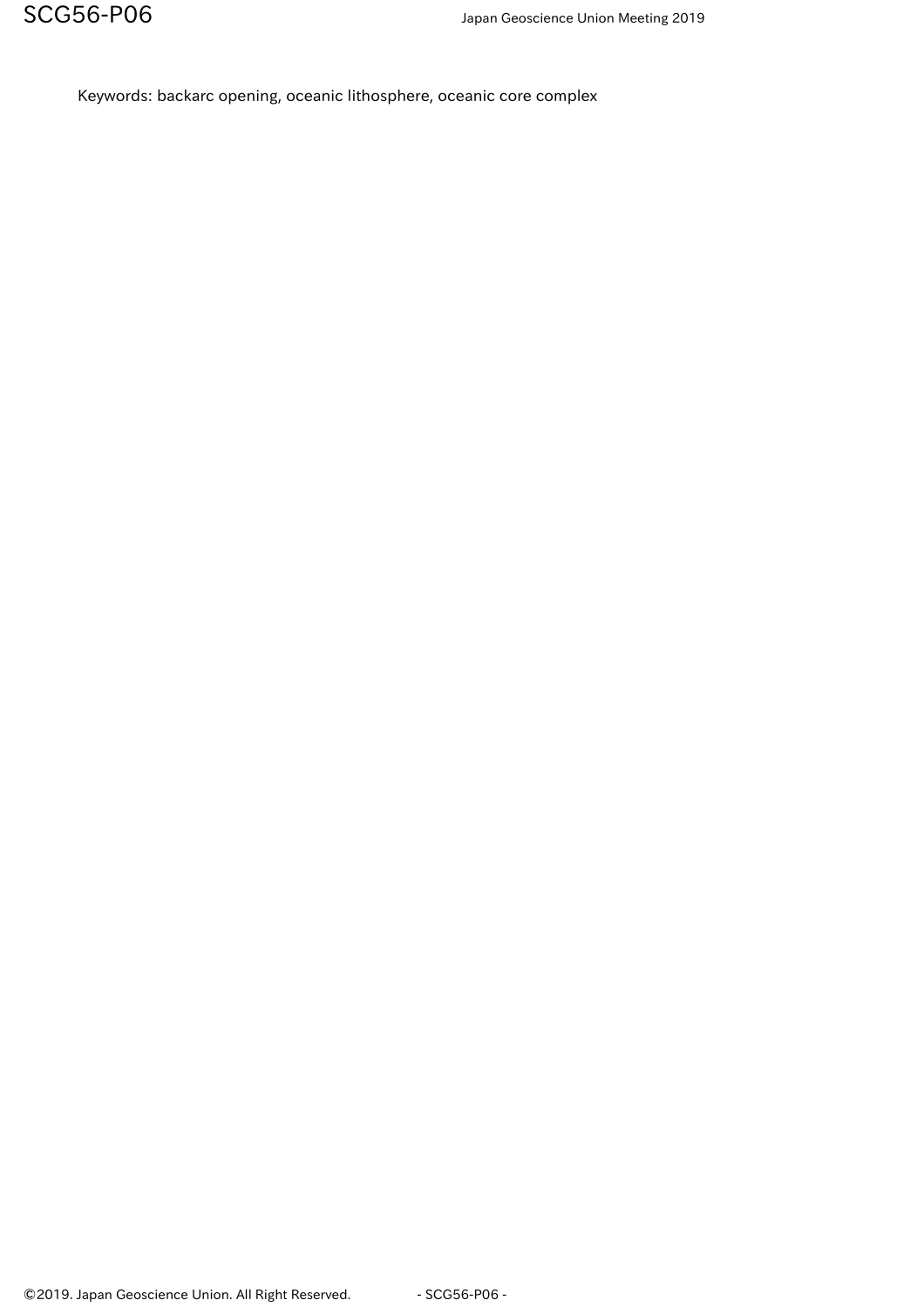Keywords: backarc opening, oceanic lithosphere, oceanic core complex